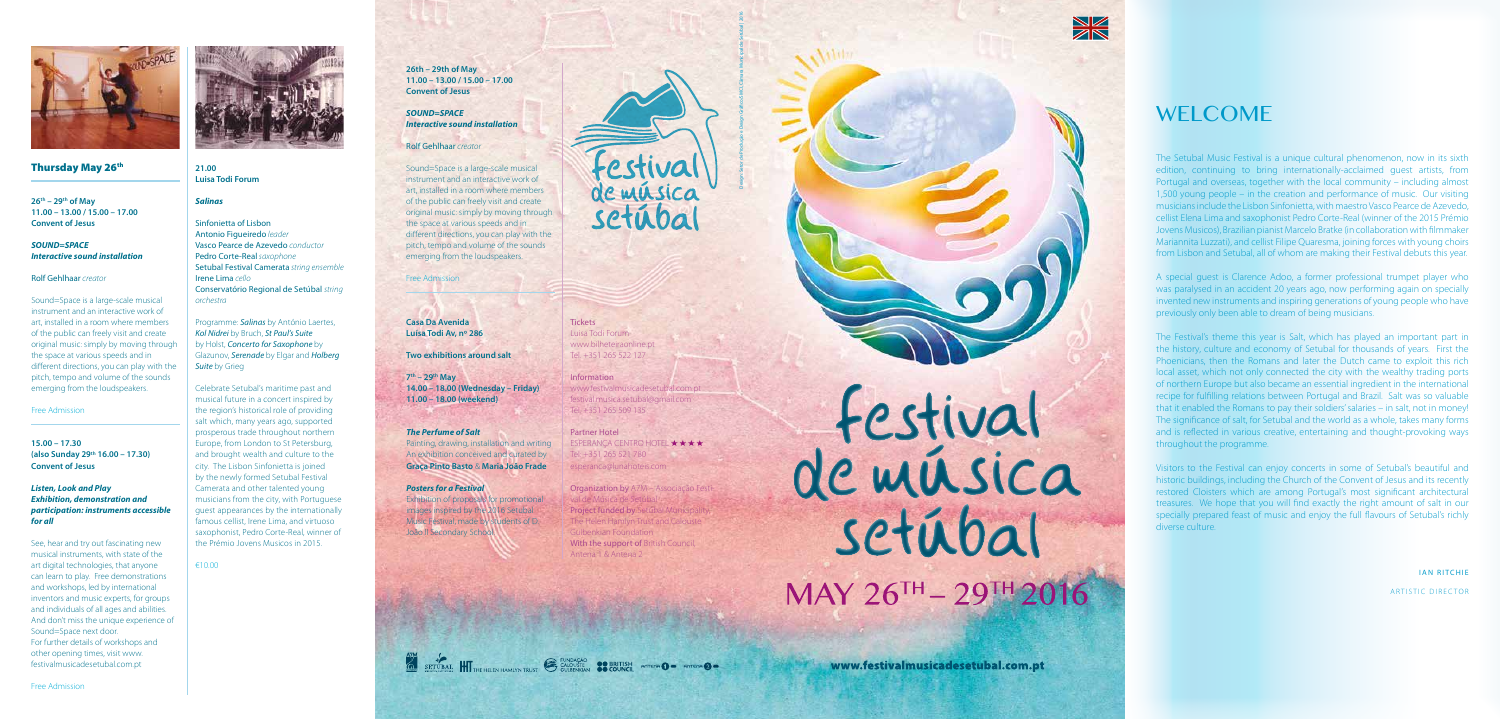## Thursday May 26th

**26th – 29th of May**
**11.00 – 13.00 / 15.00 – 17.00**
**Convent of Jesus**

***SOUND=SPACE***
***Interactive sound installation***

**Rolf Gehlhaar** *creator*

Sound=Space is a large-scale musical instrument and an interactive work of art, installed in a room where members of the public can freely visit and create original music: simply by moving through the space at various speeds and in different directions, you can play with the pitch, tempo and volume of the sounds emerging from the loudspeakers.

Free Admission

**15.00 – 17.30**
**(also Sunday 29th 16.00 – 17.30)**
**Convent of Jesus**

***Listen, Look and Play***
***Exhibition, demonstration and participation: instruments accessible for all***

See, hear and try out fascinating new musical instruments, with state of the art digital technologies, that anyone can learn to play. Free demonstrations and workshops, led by international inventors and music experts, for groups and individuals of all ages and abilities. And don't miss the unique experience of Sound=Space next door.
For further details of workshops and other opening times, visit www.festivalmusicadesetubal.com.pt

Free Admission

**21.00**
**Luisa Todi Forum**

***Salinas***

Sinfonietta of Lisbon
Antonio Figueiredo *leader*
Vasco Pearce de Azevedo *conductor*
Pedro Corte-Real *saxophone*
Setubal Festival Camerata *string ensemble*
Irene Lima *cello*
Conservatório Regional de Setúbal *string orchestra*

Programme: ***Salinas*** by António Laertes, ***Kol Nidrei*** by Bruch, ***St Paul's Suite*** by Holst, ***Concerto for Saxophone*** by Glazunov, ***Serenade*** by Elgar and ***Holberg Suite*** by Grieg

Celebrate Setubal's maritime past and musical future in a concert inspired by the region's historical role of providing salt which, many years ago, supported prosperous trade throughout northern Europe, from London to St Petersburg, and brought wealth and culture to the city. The Lisbon Sinfonietta is joined by the newly formed Setubal Festival Camerata and other talented young musicians from the city, with Portuguese guest appearances by the internationally famous cellist, Irene Lima, and virtuoso saxophonist, Pedro Corte-Real, winner of the Prémio Jovens Musicos in 2015.

€10.00

**26th – 29th of May**
**11.00 – 13.00 / 15.00 – 17.00**
**Convent of Jesus**

***SOUND=SPACE***
***Interactive sound installation***

**Rolf Gehlhaar** *creator*

Sound=Space is a large-scale musical instrument and an interactive work of art, installed in a room where members of the public can freely visit and create original music: simply by moving through the space at various speeds and in different directions, you can play with the pitch, tempo and volume of the sounds emerging from the loudspeakers.

Free Admission

**Casa Da Avenida**
**Luisa Todi Av, nº 286**

**Two exhibitions around salt**

**7th – 29th May**
**14.00 – 18.00 (Wednesday – Friday)**
**11.00 – 18.00 (weekend)**

***The Perfume of Salt***
Painting, drawing, installation and writing
An exhibition conceived and curated by **Graça Pinto Basto** & **Maria João Frade**

***Posters for a Festival***
Exhibition of proposals for promotional images inspired by the 2016 Setubal Music Festival, made by students of D. João II Secondary School

festival de música setúbal

**Tickets**
Luisa Todi Forum
www.bilheteiraonline.pt
Tel. +351 265 522 127

**Information**
www.festivalmusicadesetubal.com.pt
festival.musica.setubal@gmail.com
Tel. +351 265 509 135

**Partner Hotel**
ESPERANÇA CENTRO HOTEL ★★★★
Tel. +351 265 521 780
esperanca@lunahoteis.com

**Organization by** ATM – Associação Festival de Música de Setúbal
**Project funded by** Setúbal Municipality, The Helen Hamlyn Trust and Calouste Gulbenkian Foundation
**With the support of** British Council, Antena 1 & Antena 2

# festival de música setúbal

## MAY 26TH – 29TH 2016

www.festivalmusicadesetubal.com.pt

# WELCOME

The Setubal Music Festival is a unique cultural phenomenon, now in its sixth edition, continuing to bring internationally-acclaimed guest artists, from Portugal and overseas, together with the local community – including almost 1,500 young people – in the creation and performance of music. Our visiting musicians include the Lisbon Sinfonietta, with maestro Vasco Pearce de Azevedo, cellist Elena Lima and saxophonist Pedro Corte-Real (winner of the 2015 Prémio Jovens Musicos), Brazilian pianist Marcelo Bratke (in collaboration with filmmaker Mariannita Luzzati), and cellist Filipe Quaresma, joining forces with young choirs from Lisbon and Setubal, all of whom are making their Festival debuts this year.

A special guest is Clarence Adoo, a former professional trumpet player who was paralysed in an accident 20 years ago, now performing again on specially invented new instruments and inspiring generations of young people who have previously only been able to dream of being musicians.

The Festival's theme this year is Salt, which has played an important part in the history, culture and economy of Setubal for thousands of years. First the Phoenicians, then the Romans and later the Dutch came to exploit this rich local asset, which not only connected the city with the wealthy trading ports of northern Europe but also became an essential ingredient in the international recipe for fulfilling relations between Portugal and Brazil. Salt was so valuable that it enabled the Romans to pay their soldiers' salaries – in salt, not in money! The significance of salt, for Setubal and the world as a whole, takes many forms and is reflected in various creative, entertaining and thought-provoking ways throughout the programme.

Visitors to the Festival can enjoy concerts in some of Setubal's beautiful and historic buildings, including the Church of the Convent of Jesus and its recently restored Cloisters which are among Portugal's most significant architectural treasures. We hope that you will find exactly the right amount of salt in our specially prepared feast of music and enjoy the full flavours of Setubal's richly diverse culture.

IAN RITCHIE
ARTISTIC DIRECTOR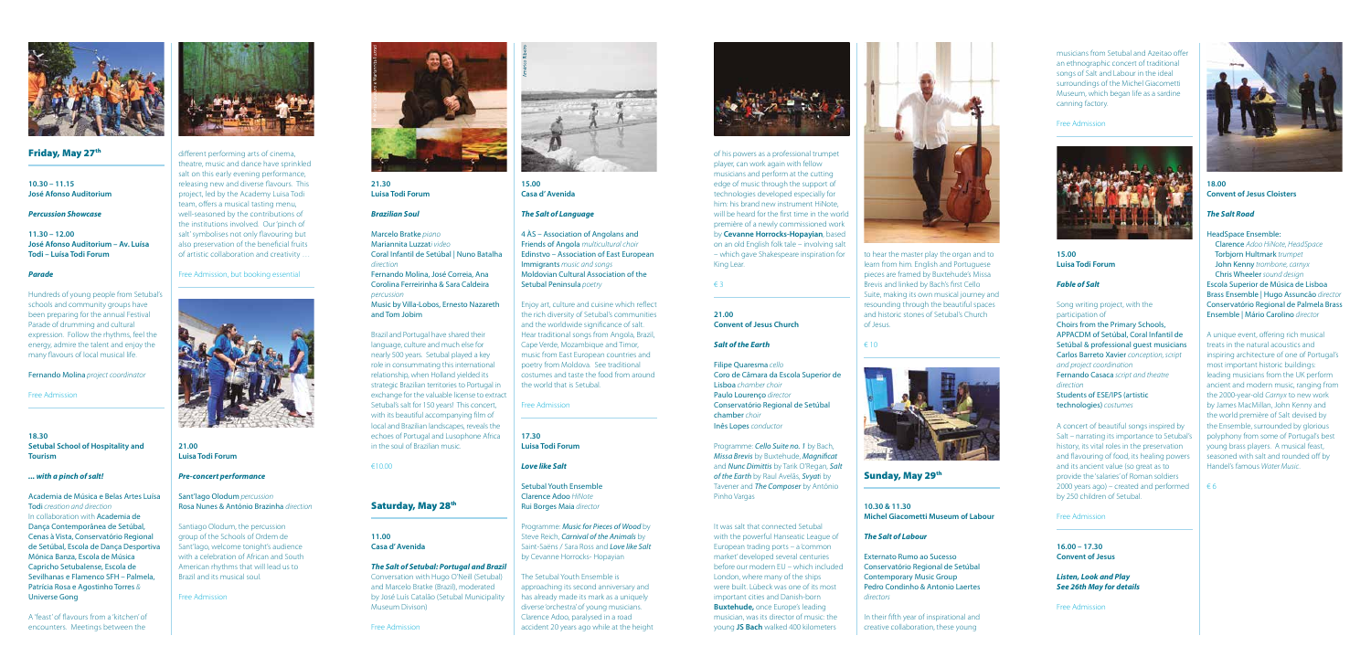## Friday, May 27th

**10.30 – 11.15**
**José Afonso Auditorium**

***Percussion Showcase***

**11.30 – 12.00**
**José Afonso Auditorium – Av. Luísa Todi – Luísa Todi Forum**

***Parade***

Hundreds of young people from Setubal's schools and community groups have been preparing for the annual Festival Parade of drumming and cultural expression. Follow the rhythms, feel the energy, admire the talent and enjoy the many flavours of local musical life.

Fernando Molina *project coordinator*

Free Admission

**18.30**
**Setubal School of Hospitality and Tourism**

***... with a pinch of salt!***

Academia de Música e Belas Artes Luísa Todi *creation and direction*
In collaboration with Academia de Dança Contemporânea de Setúbal, Cenas à Vista, Conservatório Regional de Setúbal, Escola de Dança Desportiva Mónica Banza, Escola de Música Capricho Setubalense, Escola de Sevilhanas e Flamenco SFH – Palmela, Patrícia Rosa e Agostinho Torres & Universe Gong

A 'feast' of flavours from a 'kitchen' of encounters. Meetings between the different performing arts of cinema, theatre, music and dance have sprinkled salt on this early evening performance, releasing new and diverse flavours. This project, led by the Academy Luisa Todi team, offers a musical tasting menu, well-seasoned by the contributions of the institutions involved. Our 'pinch of salt' symbolises not only flavouring but also preservation of the beneficial fruits of artistic collaboration and creativity ...

Free Admission, but booking essential

**21.00**
**Luisa Todi Forum**

***Pre-concert performance***

Sant'Iago Olodum *percussion*
Rosa Nunes & António Brazinha *direction*

Santiago Olodum, the percussion group of the Schools of Ordem de Sant'Iago, welcome tonight's audience with a celebration of African and South American rhythms that will lead us to Brazil and its musical soul.

Free Admission

**21.30**
**Luisa Todi Forum**

***Brazilian Soul***

Marcelo Bratke *piano*
Mariannita Luzzati *video*
Coral Infantil de Setúbal | Nuno Batalha *direction*
Fernando Molina, José Correia, Ana Carolina Ferreirinha & Sara Caldeira *percussion*
Music by Villa-Lobos, Ernesto Nazareth and Tom Jobim

Brazil and Portugal have shared their language, culture and much else for nearly 500 years. Setubal played a key role in consummating this international relationship, when Holland yielded its strategic Brazilian territories to Portugal in exchange for the valuable license to extract Setubal's salt for 150 years! This concert, with its beautiful accompanying film of local and Brazilian landscapes, reveals the echoes of Portugal and Lusophone Africa in the soul of Brazilian music.

€10.00

## Saturday, May 28th

**11.00**
**Casa d' Avenida**

***The Salt of Setubal: Portugal and Brazil***
Conversation with Hugo O'Neill (Setubal) and Marcelo Bratke (Brazil), moderated by José Luís Catalão (Setubal Municipality Museum Divison)

Free Admission

**15.00**
**Casa d' Avenida**

***The Salt of Language***

4 ÀS – Association of Angolans and Friends of Angola *multicultural choir*
Edinstvo – Association of East European Immigrants *music and songs*
Moldovian Cultural Association of the Setubal Peninsula *poetry*

Enjoy art, culture and cuisine which reflect the rich diversity of Setubal's communities and the worldwide significance of salt. Hear traditional songs from Angola, Brazil, Cape Verde, Mozambique and Timor, music from East European countries and poetry from Moldova. See traditional costumes and taste the food from around the world that is Setubal.

Free Admission

**17.30**
**Luisa Todi Forum**

***Love like Salt***

Setubal Youth Ensemble
Clarence Adoo *HiNote*
Rui Borges Maia *director*

Programme: ***Music for Pieces of Wood*** by Steve Reich, ***Carnival of the Animals*** by Saint-Saëns / Sara Ross and ***Love like Salt*** by Cevanne Horrocks- Hopayian

The Setubal Youth Ensemble is approaching its second anniversary and has already made its mark as a uniquely diverse 'orchestra' of young musicians. Clarence Adoo, paralysed in a road accident 20 years ago while at the height of his powers as a professional trumpet player, can work again with fellow musicians and perform at the cutting edge of music through the support of technologies developed especially for him: his brand new instrument HiNote, will be heard for the first time in the world première of a newly commissioned work by **Cevanne Horrocks-Hopayian**, based on an old English folk tale – involving salt – which gave Shakespeare inspiration for King Lear.

€ 3

**21.00**
**Convent of Jesus Church**

***Salt of the Earth***

Filipe Quaresma *cello*
Coro de Câmara da Escola Superior de Lisboa *chamber choir*
Paulo Lourenço *director*
Conservatório Regional de Setúbal chamber *choir*
Inês Lopes *conductor*

Programme: ***Cello Suite no. 1*** by Bach, ***Missa Brevis*** by Buxtehude, ***Magnificat*** and ***Nunc Dimittis*** by Tarik O'Regan, ***Salt of the Earth*** by Raul Avelãs, ***Svyati*** by Tavener and ***The Composer*** by António Pinho Vargas

It was salt that connected Setubal with the powerful Hanseatic League of European trading ports – a 'common market' developed several centuries before our modern EU – which included London, where many of the ships were built. Lübeck was one of its most important cities and Danish-born **Buxtehude,** once Europe's leading musician, was its director of music: the young **JS Bach** walked 400 kilometers to hear the master play the organ and to learn from him. English and Portuguese pieces are framed by Buxtehude's Missa Brevis and linked by Bach's first Cello Suite, making its own musical journey and resounding through the beautiful spaces and historic stones of Setubal's Church of Jesus.

€ 10

## Sunday, May 29th

**10.30 & 11.30**
**Michel Giacometti Museum of Labour**

***The Salt of Labour***

Externato Rumo ao Sucesso
Conservatório Regional de Setúbal Contemporary Music Group
Pedro Condinho & Antonio Laertes *directors*

In their fifth year of inspirational and creative collaboration, these young musicians from Setubal and Azeitao offer an ethnographic concert of traditional songs of Salt and Labour in the ideal surroundings of the Michel Giacometti Museum, which began life as a sardine canning factory.

Free Admission

**15.00**
**Luisa Todi Forum**

***Fable of Salt***

Song writing project, with the participation of
Choirs from the Primary Schools, APPACDM of Setúbal, Coral Infantil de Setúbal & professional guest musicians
Carlos Barreto Xavier *conception, script and project coordination*
Fernando Casaca *script and theatre direction*
Students of ESE/IPS (artistic technologies) *costumes*

A concert of beautiful songs inspired by Salt – narrating its importance to Setubal's history, its vital roles in the preservation and flavouring of food, its healing powers and its ancient value (so great as to provide the 'salaries' of Roman soldiers 2000 years ago) – created and performed by 250 children of Setubal.

Free Admission

**16.00 – 17.30**
**Convent of Jesus**

***Listen, Look and Play***
***See 26th May for details***

Free Admission

**18.00**
**Convent of Jesus Cloisters**

***The Salt Road***

HeadSpace Ensemble:
Clarence *Adoo HiNote, HeadSpace*
Torbjorn Hultmark *trumpet*
John Kenny *trombone, carnyx*
Chris Wheeler *sound design*
Escola Superior de Música de Lisboa Brass Ensemble | Hugo Assunção *director*
Conservatório Regional de Palmela Brass Ensemble | Mário Carolino *director*

A unique event, offering rich musical treats in the natural acoustics and inspiring architecture of one of Portugal's most important historic buildings: leading musicians from the UK perform ancient and modern music, ranging from the 2000-year-old *Carnyx* to new work by James MacMillan, John Kenny and the world première of Salt devised by the Ensemble, surrounded by glorious polyphony from some of Portugal's best young brass players. A musical feast, seasoned with salt and rounded off by Handel's famous *Water Music*.

€ 6